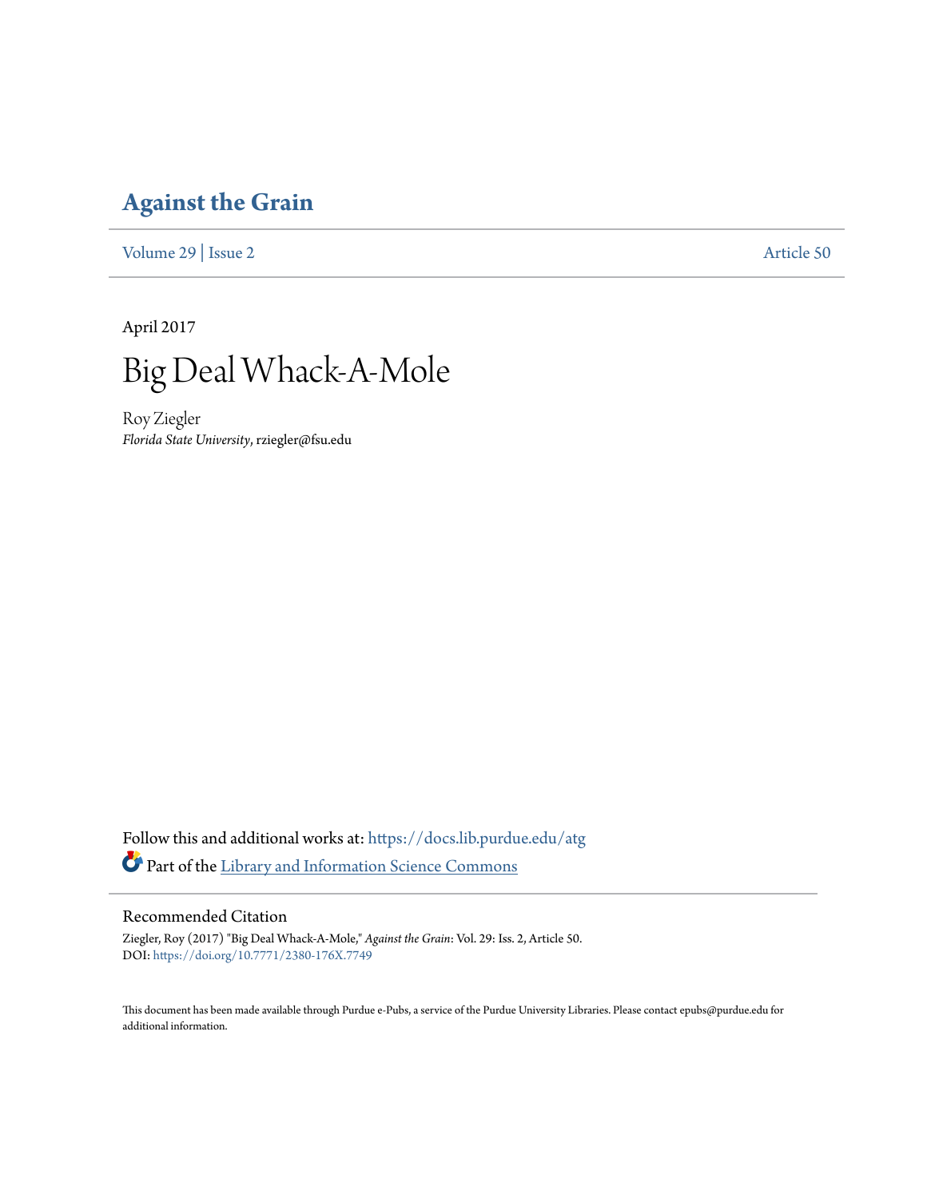# Against the Grain

Volume 29 | Issue 2 Article 50

April 2017

# Big Deal Whack-A-Mole

Roy Ziegler
*Florida State University*, rziegler@fsu.edu

Follow this and additional works at: https://docs.lib.purdue.edu/atg

Part of the Library and Information Science Commons

## Recommended Citation

Ziegler, Roy (2017) "Big Deal Whack-A-Mole," *Against the Grain*: Vol. 29: Iss. 2, Article 50.
DOI: https://doi.org/10.7771/2380-176X.7749

This document has been made available through Purdue e-Pubs, a service of the Purdue University Libraries. Please contact epubs@purdue.edu for additional information.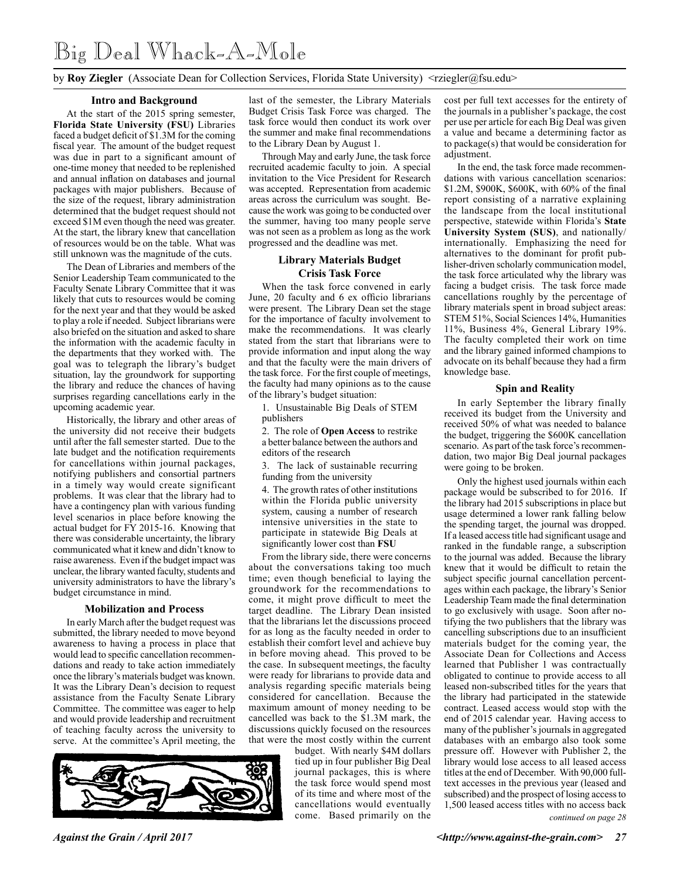# Big Deal Whack-A-Mole

by **Roy Ziegler** (Associate Dean for Collection Services, Florida State University) <rziegler@fsu.edu>

### Intro and Background

At the start of the 2015 spring semester, **Florida State University (FSU)** Libraries faced a budget deficit of $1.3M for the coming fiscal year. The amount of the budget request was due in part to a significant amount of one-time money that needed to be replenished and annual inflation on databases and journal packages with major publishers. Because of the size of the request, library administration determined that the budget request should not exceed $1M even though the need was greater. At the start, the library knew that cancellation of resources would be on the table. What was still unknown was the magnitude of the cuts.

The Dean of Libraries and members of the Senior Leadership Team communicated to the Faculty Senate Library Committee that it was likely that cuts to resources would be coming for the next year and that they would be asked to play a role if needed. Subject librarians were also briefed on the situation and asked to share the information with the academic faculty in the departments that they worked with. The goal was to telegraph the library's budget situation, lay the groundwork for supporting the library and reduce the chances of having surprises regarding cancellations early in the upcoming academic year.

Historically, the library and other areas of the university did not receive their budgets until after the fall semester started. Due to the late budget and the notification requirements for cancellations within journal packages, notifying publishers and consortial partners in a timely way would create significant problems. It was clear that the library had to have a contingency plan with various funding level scenarios in place before knowing the actual budget for FY 2015-16. Knowing that there was considerable uncertainty, the library communicated what it knew and didn't know to raise awareness. Even if the budget impact was unclear, the library wanted faculty, students and university administrators to have the library's budget circumstance in mind.

### Mobilization and Process

In early March after the budget request was submitted, the library needed to move beyond awareness to having a process in place that would lead to specific cancellation recommendations and ready to take action immediately once the library's materials budget was known. It was the Library Dean's decision to request assistance from the Faculty Senate Library Committee. The committee was eager to help and would provide leadership and recruitment of teaching faculty across the university to serve. At the committee's April meeting, the last of the semester, the Library Materials Budget Crisis Task Force was charged. The task force would then conduct its work over the summer and make final recommendations to the Library Dean by August 1.

Through May and early June, the task force recruited academic faculty to join. A special invitation to the Vice President for Research was accepted. Representation from academic areas across the curriculum was sought. Because the work was going to be conducted over the summer, having too many people serve was not seen as a problem as long as the work progressed and the deadline was met.

### Library Materials Budget Crisis Task Force

When the task force convened in early June, 20 faculty and 6 ex officio librarians were present. The Library Dean set the stage for the importance of faculty involvement to make the recommendations. It was clearly stated from the start that librarians were to provide information and input along the way and that the faculty were the main drivers of the task force. For the first couple of meetings, the faculty had many opinions as to the cause of the library's budget situation:

1. Unsustainable Big Deals of STEM publishers
2. The role of **Open Access** to restrike a better balance between the authors and editors of the research
3. The lack of sustainable recurring funding from the university
4. The growth rates of other institutions within the Florida public university system, causing a number of research intensive universities in the state to participate in statewide Big Deals at significantly lower cost than **FSU**

From the library side, there were concerns about the conversations taking too much time; even though beneficial to laying the groundwork for the recommendations to come, it might prove difficult to meet the target deadline. The Library Dean insisted that the librarians let the discussions proceed for as long as the faculty needed in order to establish their comfort level and achieve buy in before moving ahead. This proved to be the case. In subsequent meetings, the faculty were ready for librarians to provide data and analysis regarding specific materials being considered for cancellation. Because the maximum amount of money needing to be cancelled was back to the $1.3M mark, the discussions quickly focused on the resources that were the most costly within the current budget. With nearly $4M dollars tied up in four publisher Big Deal journal packages, this is where the task force would spend most of its time and where most of the cancellations would eventually come. Based primarily on the cost per full text accesses for the entirety of the journals in a publisher's package, the cost per use per article for each Big Deal was given a value and became a determining factor as to package(s) that would be consideration for adjustment.

In the end, the task force made recommendations with various cancellation scenarios: $1.2M, $900K, $600K, with 60% of the final report consisting of a narrative explaining the landscape from the local institutional perspective, statewide within Florida's **State University System (SUS)**, and nationally/internationally. Emphasizing the need for alternatives to the dominant for profit publisher-driven scholarly communication model, the task force articulated why the library was facing a budget crisis. The task force made cancellations roughly by the percentage of library materials spent in broad subject areas: STEM 51%, Social Sciences 14%, Humanities 11%, Business 4%, General Library 19%. The faculty completed their work on time and the library gained informed champions to advocate on its behalf because they had a firm knowledge base.

### Spin and Reality

In early September the library finally received its budget from the University and received 50% of what was needed to balance the budget, triggering the $600K cancellation scenario. As part of the task force's recommendation, two major Big Deal journal packages were going to be broken.

Only the highest used journals within each package would be subscribed to for 2016. If the library had 2015 subscriptions in place but usage determined a lower rank falling below the spending target, the journal was dropped. If a leased access title had significant usage and ranked in the fundable range, a subscription to the journal was added. Because the library knew that it would be difficult to retain the subject specific journal cancellation percentages within each package, the library's Senior Leadership Team made the final determination to go exclusively with usage. Soon after notifying the two publishers that the library was cancelling subscriptions due to an insufficient materials budget for the coming year, the Associate Dean for Collections and Access learned that Publisher 1 was contractually obligated to continue to provide access to all leased non-subscribed titles for the years that the library had participated in the statewide contract. Leased access would stop with the end of 2015 calendar year. Having access to many of the publisher's journals in aggregated databases with an embargo also took some pressure off. However with Publisher 2, the library would lose access to all leased access titles at the end of December. With 90,000 full-text accesses in the previous year (leased and subscribed) and the prospect of losing access to 1,500 leased access titles with no access back

*continued on page 28*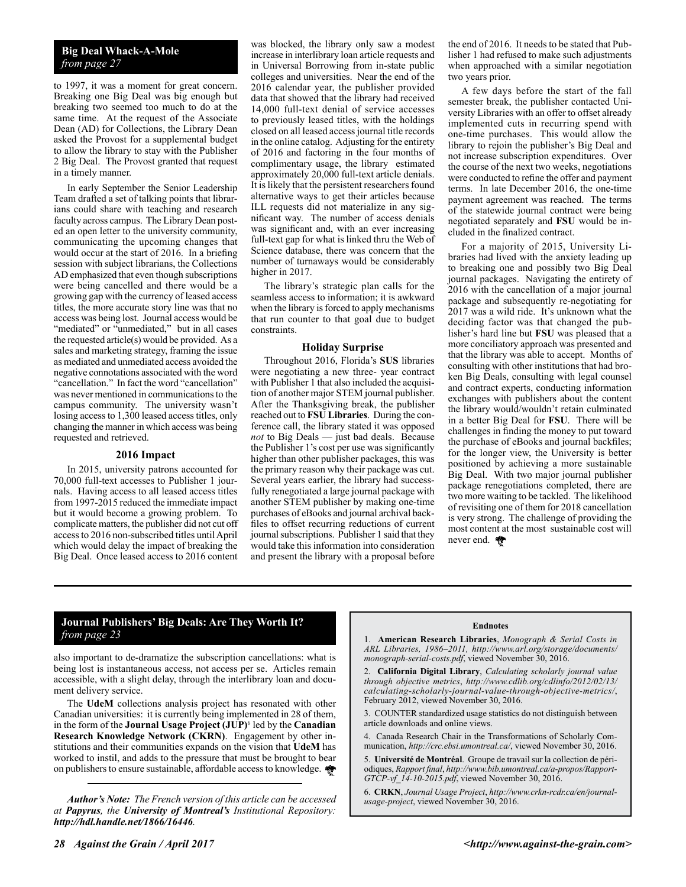## Big Deal Whack-A-Mole

*from page 27*

to 1997, it was a moment for great concern. Breaking one Big Deal was big enough but breaking two seemed too much to do at the same time. At the request of the Associate Dean (AD) for Collections, the Library Dean asked the Provost for a supplemental budget to allow the library to stay with the Publisher 2 Big Deal. The Provost granted that request in a timely manner.

In early September the Senior Leadership Team drafted a set of talking points that librarians could share with teaching and research faculty across campus. The Library Dean posted an open letter to the university community, communicating the upcoming changes that would occur at the start of 2016. In a briefing session with subject librarians, the Collections AD emphasized that even though subscriptions were being cancelled and there would be a growing gap with the currency of leased access titles, the more accurate story line was that no access was being lost. Journal access would be "mediated" or "unmediated," but in all cases the requested article(s) would be provided. As a sales and marketing strategy, framing the issue as mediated and unmediated access avoided the negative connotations associated with the word "cancellation." In fact the word "cancellation" was never mentioned in communications to the campus community. The university wasn't losing access to 1,300 leased access titles, only changing the manner in which access was being requested and retrieved.

### 2016 Impact

In 2015, university patrons accounted for 70,000 full-text accesses to Publisher 1 journals. Having access to all leased access titles from 1997-2015 reduced the immediate impact but it would become a growing problem. To complicate matters, the publisher did not cut off access to 2016 non-subscribed titles until April which would delay the impact of breaking the Big Deal. Once leased access to 2016 content was blocked, the library only saw a modest increase in interlibrary loan article requests and in Universal Borrowing from in-state public colleges and universities. Near the end of the 2016 calendar year, the publisher provided data that showed that the library had received 14,000 full-text denial of service accesses to previously leased titles, with the holdings closed on all leased access journal title records in the online catalog. Adjusting for the entirety of 2016 and factoring in the four months of complimentary usage, the library estimated approximately 20,000 full-text article denials. It is likely that the persistent researchers found alternative ways to get their articles because ILL requests did not materialize in any significant way. The number of access denials was significant and, with an ever increasing full-text gap for what is linked thru the Web of Science database, there was concern that the number of turnaways would be considerably higher in 2017.

The library's strategic plan calls for the seamless access to information; it is awkward when the library is forced to apply mechanisms that run counter to that goal due to budget constraints.

### Holiday Surprise

Throughout 2016, Florida's **SUS** libraries were negotiating a new three- year contract with Publisher 1 that also included the acquisition of another major STEM journal publisher. After the Thanksgiving break, the publisher reached out to **FSU Libraries**. During the conference call, the library stated it was opposed *not* to Big Deals — just bad deals. Because the Publisher 1's cost per use was significantly higher than other publisher packages, this was the primary reason why their package was cut. Several years earlier, the library had successfully renegotiated a large journal package with another STEM publisher by making one-time purchases of eBooks and journal archival backfiles to offset recurring reductions of current journal subscriptions. Publisher 1 said that they would take this information into consideration and present the library with a proposal before the end of 2016. It needs to be stated that Publisher 1 had refused to make such adjustments when approached with a similar negotiation two years prior.

A few days before the start of the fall semester break, the publisher contacted University Libraries with an offer to offset already implemented cuts in recurring spend with one-time purchases. This would allow the library to rejoin the publisher's Big Deal and not increase subscription expenditures. Over the course of the next two weeks, negotiations were conducted to refine the offer and payment terms. In late December 2016, the one-time payment agreement was reached. The terms of the statewide journal contract were being negotiated separately and **FSU** would be included in the finalized contract.

For a majority of 2015, University Libraries had lived with the anxiety leading up to breaking one and possibly two Big Deal journal packages. Navigating the entirety of 2016 with the cancellation of a major journal package and subsequently re-negotiating for 2017 was a wild ride. It's unknown what the deciding factor was that changed the publisher's hard line but **FSU** was pleased that a more conciliatory approach was presented and that the library was able to accept. Months of consulting with other institutions that had broken Big Deals, consulting with legal counsel and contract experts, conducting information exchanges with publishers about the content the library would/wouldn't retain culminated in a better Big Deal for **FSU**. There will be challenges in finding the money to put toward the purchase of eBooks and journal backfiles; for the longer view, the University is better positioned by achieving a more sustainable Big Deal. With two major journal publisher package renegotiations completed, there are two more waiting to be tackled. The likelihood of revisiting one of them for 2018 cancellation is very strong. The challenge of providing the most content at the most sustainable cost will never end.

---

## Journal Publishers' Big Deals: Are They Worth It?

*from page 23*

also important to de-dramatize the subscription cancellations: what is being lost is instantaneous access, not access per se. Articles remain accessible, with a slight delay, through the interlibrary loan and document delivery service.

The **UdeM** collections analysis project has resonated with other Canadian universities: it is currently being implemented in 28 of them, in the form of the **Journal Usage Project (JUP)**[6] led by the **Canadian Research Knowledge Network (CKRN)**. Engagement by other institutions and their communities expands on the vision that **UdeM** has worked to instil, and adds to the pressure that must be brought to bear on publishers to ensure sustainable, affordable access to knowledge.

***Author's Note:*** *The French version of this article can be accessed at **Papyrus**, the **University of Montreal's** Institutional Repository: **http://hdl.handle.net/1866/16446**.*

### Endnotes

1. **American Research Libraries**, *Monograph & Serial Costs in ARL Libraries, 1986–2011, http://www.arl.org/storage/documents/monograph-serial-costs.pdf*, viewed November 30, 2016.

2. **California Digital Library**, *Calculating scholarly journal value through objective metrics*, *http://www.cdlib.org/cdlinfo/2012/02/13/calculating-scholarly-journal-value-through-objective-metrics/*, February 2012, viewed November 30, 2016.

3. COUNTER standardized usage statistics do not distinguish between article downloads and online views.

4. Canada Research Chair in the Transformations of Scholarly Communication, *http://crc.ebsi.umontreal.ca/*, viewed November 30, 2016.

5. **Université de Montréal**. Groupe de travail sur la collection de périodiques, *Rapport final*, *http://www.bib.umontreal.ca/a-propos/Rapport-GTCP-vf_14-10-2015.pdf*, viewed November 30, 2016.

6. **CRKN**, *Journal Usage Project*, *http://www.crkn-rcdr.ca/en/journal-usage-project*, viewed November 30, 2016.